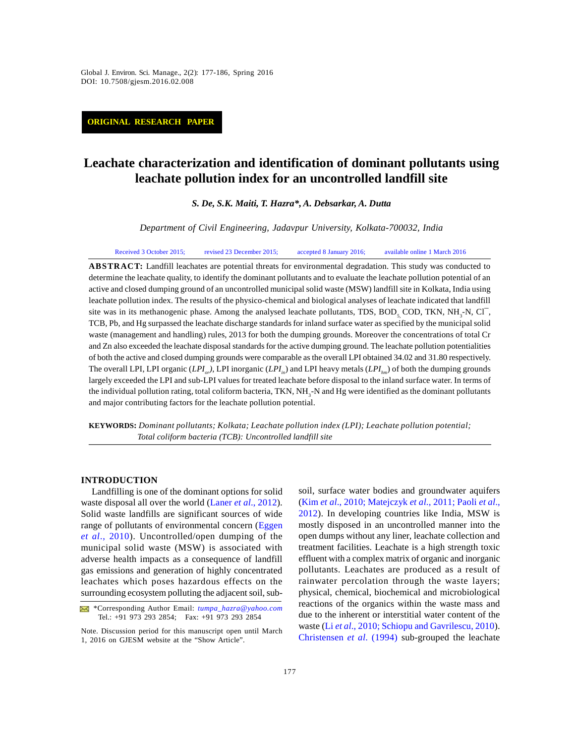ORIGINAL RESEARCH PAPER

# Leachate characterization and identification of dominant pollutants using leachate pollution index for an uncontrolled landfill site

***S. De, S.K. Maiti, T. Hazra\*, A. Debsarkar, A. Dutta***

*Department of Civil Engineering, Jadavpur University, Kolkata-700032, India*

Received 3 October 2015; revised 23 December 2015; accepted 8 January 2016; available online 1 March 2016

**ABSTRACT:** Landfill leachates are potential threats for environmental degradation. This study was conducted to determine the leachate quality, to identify the dominant pollutants and to evaluate the leachate pollution potential of an active and closed dumping ground of an uncontrolled municipal solid waste (MSW) landfill site in Kolkata, India using leachate pollution index. The results of the physico-chemical and biological analyses of leachate indicated that landfill site was in its methanogenic phase. Among the analysed leachate pollutants, TDS, $BOD_5$, COD, TKN, $NH_3$-N, $Cl^-$, TCB, Pb, and Hg surpassed the leachate discharge standards for inland surface water as specified by the municipal solid waste (management and handling) rules, 2013 for both the dumping grounds. Moreover the concentrations of total Cr and Zn also exceeded the leachate disposal standards for the active dumping ground. The leachate pollution potentialities of both the active and closed dumping grounds were comparable as the overall LPI obtained 34.02 and 31.80 respectively. The overall LPI, LPI organic ($LPI_{or}$), LPI inorganic ($LPI_{in}$) and LPI heavy metals ($LPI_{hm}$) of both the dumping grounds largely exceeded the LPI and sub-LPI values for treated leachate before disposal to the inland surface water. In terms of the individual pollution rating, total coliform bacteria, TKN, $NH_3$-N and Hg were identified as the dominant pollutants and major contributing factors for the leachate pollution potential.

**KEYWORDS:** *Dominant pollutants; Kolkata; Leachate pollution index (LPI); Leachate pollution potential; Total coliform bacteria (TCB): Uncontrolled landfill site*

## INTRODUCTION

Landfilling is one of the dominant options for solid waste disposal all over the world (Laner *et al*., 2012). Solid waste landfills are significant sources of wide range of pollutants of environmental concern (Eggen *et al*., 2010). Uncontrolled/open dumping of the municipal solid waste (MSW) is associated with adverse health impacts as a consequence of landfill gas emissions and generation of highly concentrated leachates which poses hazardous effects on the surrounding ecosystem polluting the adjacent soil, sub-soil, surface water bodies and groundwater aquifers (Kim *et al*., 2010; Matejczyk *et al*., 2011; Paoli *et al*., 2012). In developing countries like India, MSW is mostly disposed in an uncontrolled manner into the open dumps without any liner, leachate collection and treatment facilities. Leachate is a high strength toxic effluent with a complex matrix of organic and inorganic pollutants. Leachates are produced as a result of rainwater percolation through the waste layers; physical, chemical, biochemical and microbiological reactions of the organics within the waste mass and due to the inherent or interstitial water content of the waste (Li *et al*., 2010; Schiopu and Gavrilescu, 2010). Christensen *et al*. (1994) sub-grouped the leachate

\*Corresponding Author Email: *tumpa_hazra@yahoo.com*
Tel.: +91 973 293 2854; Fax: +91 973 293 2854

Note. Discussion period for this manuscript open until March 1, 2016 on GJESM website at the "Show Article".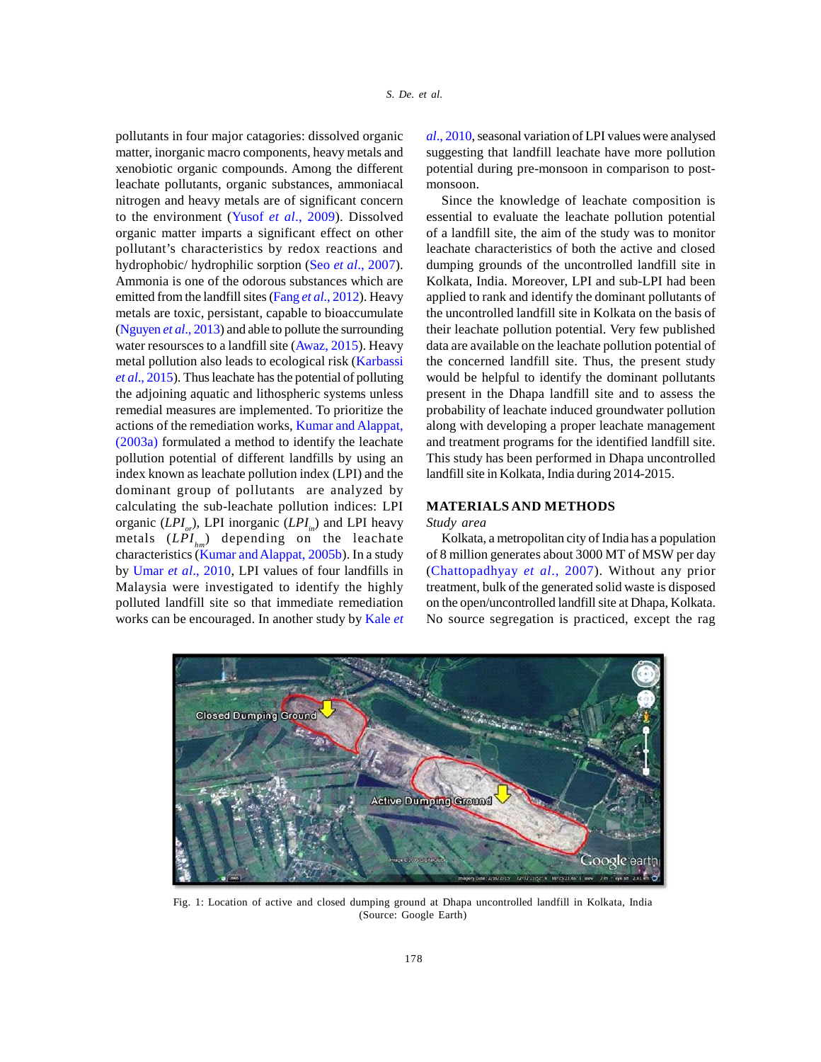pollutants in four major catagories: dissolved organic matter, inorganic macro components, heavy metals and xenobiotic organic compounds. Among the different leachate pollutants, organic substances, ammoniacal nitrogen and heavy metals are of significant concern to the environment (Yusof *et al*., 2009). Dissolved organic matter imparts a significant effect on other pollutant's characteristics by redox reactions and hydrophobic/ hydrophilic sorption (Seo *et al*., 2007). Ammonia is one of the odorous substances which are emitted from the landfill sites (Fang *et al*., 2012). Heavy metals are toxic, persistant, capable to bioaccumulate (Nguyen *et al*., 2013) and able to pollute the surrounding water resoursces to a landfill site (Awaz, 2015). Heavy metal pollution also leads to ecological risk (Karbassi *et al*., 2015). Thus leachate has the potential of polluting the adjoining aquatic and lithospheric systems unless remedial measures are implemented. To prioritize the actions of the remediation works, Kumar and Alappat, (2003a) formulated a method to identify the leachate pollution potential of different landfills by using an index known as leachate pollution index (LPI) and the dominant group of pollutants are analyzed by calculating the sub-leachate pollution indices: LPI organic ($LPI_{or}$), LPI inorganic ($LPI_{in}$) and LPI heavy metals ($LPI_{hm}$) depending on the leachate characteristics (Kumar and Alappat, 2005b). In a study by Umar *et al*., 2010, LPI values of four landfills in Malaysia were investigated to identify the highly polluted landfill site so that immediate remediation works can be encouraged. In another study by Kale *et al*., 2010, seasonal variation of LPI values were analysed suggesting that landfill leachate have more pollution potential during pre-monsoon in comparison to post-monsoon.

Since the knowledge of leachate composition is essential to evaluate the leachate pollution potential of a landfill site, the aim of the study was to monitor leachate characteristics of both the active and closed dumping grounds of the uncontrolled landfill site in Kolkata, India. Moreover, LPI and sub-LPI had been applied to rank and identify the dominant pollutants of the uncontrolled landfill site in Kolkata on the basis of their leachate pollution potential. Very few published data are available on the leachate pollution potential of the concerned landfill site. Thus, the present study would be helpful to identify the dominant pollutants present in the Dhapa landfill site and to assess the probability of leachate induced groundwater pollution along with developing a proper leachate management and treatment programs for the identified landfill site. This study has been performed in Dhapa uncontrolled landfill site in Kolkata, India during 2014-2015.

## MATERIALS AND METHODS

*Study area*

Kolkata, a metropolitan city of India has a population of 8 million generates about 3000 MT of MSW per day (Chattopadhyay *et al*., 2007). Without any prior treatment, bulk of the generated solid waste is disposed on the open/uncontrolled landfill site at Dhapa, Kolkata. No source segregation is practiced, except the rag

Fig. 1: Location of active and closed dumping ground at Dhapa uncontrolled landfill in Kolkata, India (Source: Google Earth)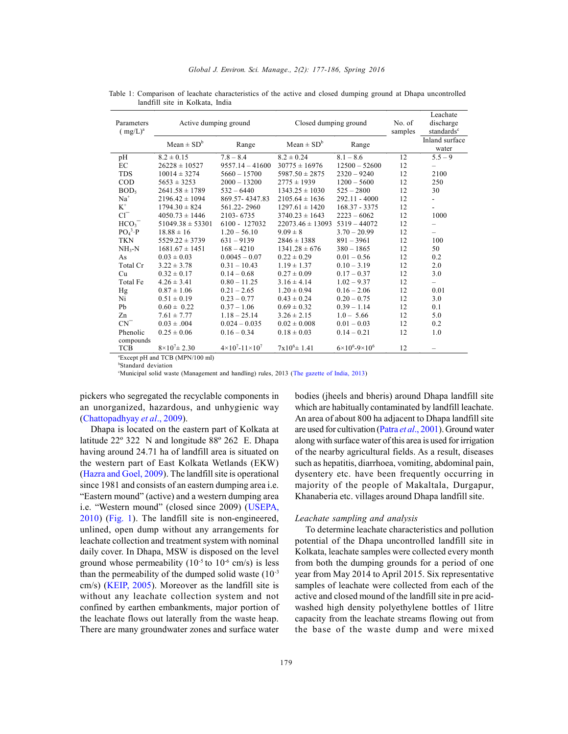Table 1: Comparison of leachate characteristics of the active and closed dumping ground at Dhapa uncontrolled landfill site in Kolkata, India

| Parameters (mg/L)[a] | Active dumping ground | | Closed dumping ground | | No. of samples | Leachate discharge standards[c] |
|---|---|---|---|---|---|---|
| | Mean ± SD[b] | Range | Mean ± SD[b] | Range | | Inland surface water |
| pH | 8.2 ± 0.15 | 7.8 – 8.4 | 8.2 ± 0.24 | 8.1 – 8.6 | 12 | 5.5 – 9 |
| EC | 26228 ± 10527 | 9557.14 – 41600 | 30775 ± 16976 | 12500 – 52600 | 12 | – |
| TDS | 10014 ± 3274 | 5660 – 15700 | 5987.50 ± 2875 | 2320 – 9240 | 12 | 2100 |
| COD | 5653 ± 3253 | 2000 – 13200 | 2775 ± 1939 | 1200 – 5600 | 12 | 250 |
| $BOD_5$ | 2641.58 ± 1789 | 532 – 6440 | 1343.25 ± 1030 | 525 – 2800 | 12 | 30 |
| $Na^+$ | 2196.42 ± 1094 | 869.57- 4347.83 | 2105.64 ± 1636 | 292.11 - 4000 | 12 | - |
| $K^+$ | 1794.30 ± 824 | 561.22- 2960 | 1297.61 ± 1420 | 168.37 - 3375 | 12 | - |
| $Cl^-$ | 4050.73 ± 1446 | 2103- 6735 | 3740.23 ± 1643 | 2223 – 6062 | 12 | 1000 |
| $HCO_3^-$ | 51049.38 ± 53301 | 6100 - 127032 | 22073.46 ± 13093 | 5319 – 44072 | 12 | – |
| $PO_4^{3-}$-P | 18.88 ± 16 | 1.20 – 56.10 | 9.09 ± 8 | 3.70 – 20.99 | 12 | – |
| TKN | 5529.22 ± 3739 | 631 – 9139 | 2846 ± 1388 | 891 – 3961 | 12 | 100 |
| $NH_3$-N | 1681.67 ± 1451 | 168 – 4210 | 1341.28 ± 676 | 380 – 1865 | 12 | 50 |
| As | 0.03 ± 0.03 | 0.0045 – 0.07 | 0.22 ± 0.29 | 0.01 – 0.56 | 12 | 0.2 |
| Total Cr | 3.22 ± 3.78 | 0.31 – 10.43 | 1.19 ± 1.37 | 0.10 – 3.19 | 12 | 2.0 |
| Cu | 0.32 ± 0.17 | 0.14 – 0.68 | 0.27 ± 0.09 | 0.17 – 0.37 | 12 | 3.0 |
| Total Fe | 4.26 ± 3.41 | 0.80 – 11.25 | 3.16 ± 4.14 | 1.02 – 9.37 | 12 | – |
| Hg | 0.87 ± 1.06 | 0.21 – 2.65 | 1.20 ± 0.94 | 0.16 – 2.06 | 12 | 0.01 |
| Ni | 0.51 ± 0.19 | 0.23 – 0.77 | 0.43 ± 0.24 | 0.20 – 0.75 | 12 | 3.0 |
| Pb | 0.60 ± 0.22 | 0.37 – 1.06 | 0.69 ± 0.32 | 0.39 – 1.14 | 12 | 0.1 |
| Zn | 7.61 ± 7.77 | 1.18 – 25.14 | 3.26 ± 2.15 | 1.0 – 5.66 | 12 | 5.0 |
| $CN^-$ | 0.03 ± .004 | 0.024 – 0.035 | 0.02 ± 0.008 | 0.01 – 0.03 | 12 | 0.2 |
| Phenolic compounds | 0.25 ± 0.06 | 0.16 – 0.34 | 0.18 ± 0.03 | 0.14 – 0.21 | 12 | 1.0 |
| TCB | $8\times10^7$± 2.30 | $4\times10^7$-$11\times10^7$ | $7\times10^6$± 1.41 | $6\times10^6$-$9\times10^6$ | 12 | – |

[a]Except pH and TCB (MPN/100 ml)
[b]Standard deviation
[c]Municipal solid waste (Management and handling) rules, 2013 (The gazette of India, 2013)

pickers who segregated the recyclable components in an unorganized, hazardous, and unhygienic way (Chattopadhyay *et al*., 2009).

Dhapa is located on the eastern part of Kolkata at latitude 22º 322 N and longitude 88º 262 E. Dhapa having around 24.71 ha of landfill area is situated on the western part of East Kolkata Wetlands (EKW) (Hazra and Goel, 2009). The landfill site is operational since 1981 and consists of an eastern dumping area i.e. "Eastern mound" (active) and a western dumping area i.e. "Western mound" (closed since 2009) (USEPA, 2010) (Fig. 1). The landfill site is non-engineered, unlined, open dump without any arrangements for leachate collection and treatment system with nominal daily cover. In Dhapa, MSW is disposed on the level ground whose permeability ($10^{-5}$ to $10^{-6}$ cm/s) is less than the permeability of the dumped solid waste ($10^{-3}$ cm/s) (KEIP, 2005). Moreover as the landfill site is without any leachate collection system and not confined by earthen embankments, major portion of the leachate flows out laterally from the waste heap. There are many groundwater zones and surface water bodies (jheels and bheris) around Dhapa landfill site which are habitually contaminated by landfill leachate. An area of about 800 ha adjacent to Dhapa landfill site are used for cultivation (Patra *et al*., 2001). Ground water along with surface water of this area is used for irrigation of the nearby agricultural fields. As a result, diseases such as hepatitis, diarrhoea, vomiting, abdominal pain, dysentery etc. have been frequently occurring in majority of the people of Makaltala, Durgapur, Khanaberia etc. villages around Dhapa landfill site.

### *Leachate sampling and analysis*

To determine leachate characteristics and pollution potential of the Dhapa uncontrolled landfill site in Kolkata, leachate samples were collected every month from both the dumping grounds for a period of one year from May 2014 to April 2015. Six representative samples of leachate were collected from each of the active and closed mound of the landfill site in pre acid-washed high density polyethylene bottles of 1litre capacity from the leachate streams flowing out from the base of the waste dump and were mixed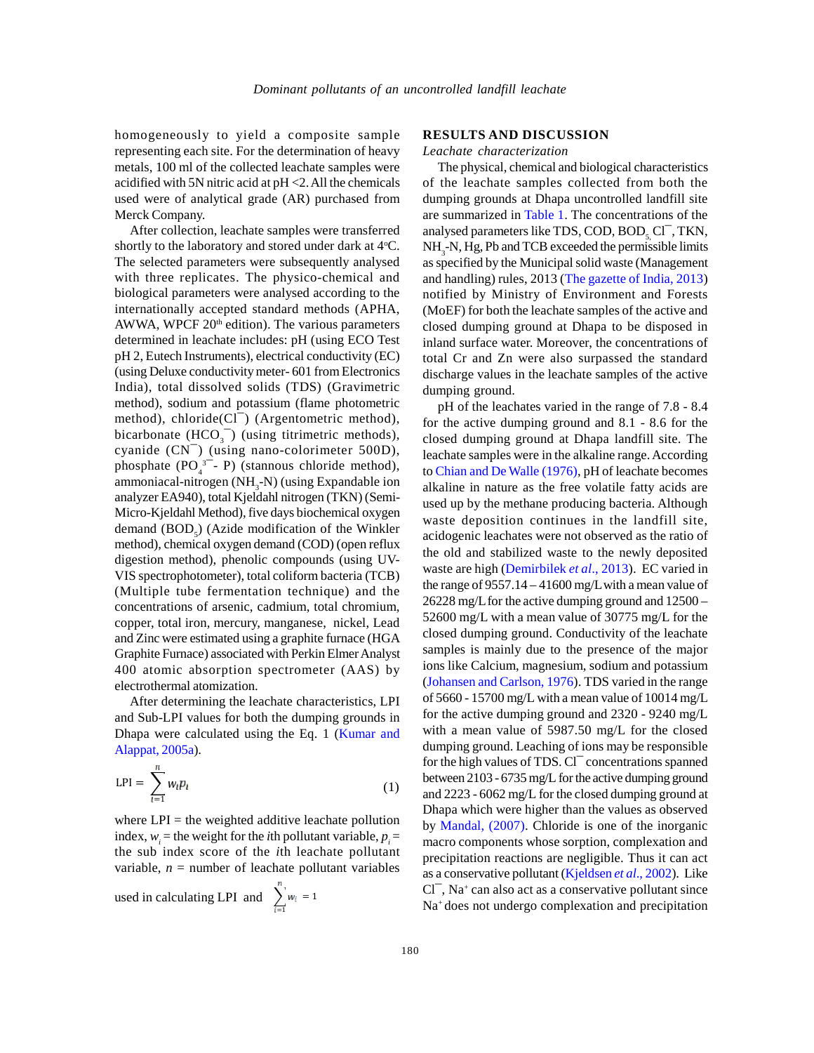homogeneously to yield a composite sample representing each site. For the determination of heavy metals, 100 ml of the collected leachate samples were acidified with 5N nitric acid at pH <2. All the chemicals used were of analytical grade (AR) purchased from Merck Company.

After collection, leachate samples were transferred shortly to the laboratory and stored under dark at 4°C. The selected parameters were subsequently analysed with three replicates. The physico-chemical and biological parameters were analysed according to the internationally accepted standard methods (APHA, AWWA, WPCF 20th edition). The various parameters determined in leachate includes: pH (using ECO Test pH 2, Eutech Instruments), electrical conductivity (EC) (using Deluxe conductivity meter- 601 from Electronics India), total dissolved solids (TDS) (Gravimetric method), sodium and potassium (flame photometric method), chloride($Cl^-$) (Argentometric method), bicarbonate ($HCO_3^-$) (using titrimetric methods), cyanide ($CN^-$) (using nano-colorimeter 500D), phosphate ($PO_4^{3-}$- P) (stannous chloride method), ammoniacal-nitrogen ($NH_3$-N) (using Expandable ion analyzer EA940), total Kjeldahl nitrogen (TKN) (Semi-Micro-Kjeldahl Method), five days biochemical oxygen demand ($BOD_5$) (Azide modification of the Winkler method), chemical oxygen demand (COD) (open reflux digestion method), phenolic compounds (using UV-VIS spectrophotometer), total coliform bacteria (TCB) (Multiple tube fermentation technique) and the concentrations of arsenic, cadmium, total chromium, copper, total iron, mercury, manganese, nickel, Lead and Zinc were estimated using a graphite furnace (HGA Graphite Furnace) associated with Perkin Elmer Analyst 400 atomic absorption spectrometer (AAS) by electrothermal atomization.

After determining the leachate characteristics, LPI and Sub-LPI values for both the dumping grounds in Dhapa were calculated using the Eq. 1 (Kumar and Alappat, 2005a).

$$\text{LPI} = \sum_{i=1}^{n} w_i p_i \tag{1}$$

where LPI = the weighted additive leachate pollution index, $w_i$ = the weight for the $i$th pollutant variable, $p_i$ = the sub index score of the $i$th leachate pollutant variable, $n$ = number of leachate pollutant variables used in calculating LPI and $\sum_{i=1}^{n} w_i = 1$

## RESULTS AND DISCUSSION

### *Leachate characterization*

The physical, chemical and biological characteristics of the leachate samples collected from both the dumping grounds at Dhapa uncontrolled landfill site are summarized in Table 1. The concentrations of the analysed parameters like TDS, COD, $BOD_5$, $Cl^-$, TKN, $NH_3$-N, Hg, Pb and TCB exceeded the permissible limits as specified by the Municipal solid waste (Management and handling) rules, 2013 (The gazette of India, 2013) notified by Ministry of Environment and Forests (MoEF) for both the leachate samples of the active and closed dumping ground at Dhapa to be disposed in inland surface water. Moreover, the concentrations of total Cr and Zn were also surpassed the standard discharge values in the leachate samples of the active dumping ground.

pH of the leachates varied in the range of 7.8 - 8.4 for the active dumping ground and 8.1 - 8.6 for the closed dumping ground at Dhapa landfill site. The leachate samples were in the alkaline range. According to Chian and De Walle (1976), pH of leachate becomes alkaline in nature as the free volatile fatty acids are used up by the methane producing bacteria. Although waste deposition continues in the landfill site, acidogenic leachates were not observed as the ratio of the old and stabilized waste to the newly deposited waste are high (Demirbilek *et al*., 2013). EC varied in the range of 9557.14 – 41600 mg/L with a mean value of 26228 mg/L for the active dumping ground and 12500 – 52600 mg/L with a mean value of 30775 mg/L for the closed dumping ground. Conductivity of the leachate samples is mainly due to the presence of the major ions like Calcium, magnesium, sodium and potassium (Johansen and Carlson, 1976). TDS varied in the range of 5660 - 15700 mg/L with a mean value of 10014 mg/L for the active dumping ground and 2320 - 9240 mg/L with a mean value of 5987.50 mg/L for the closed dumping ground. Leaching of ions may be responsible for the high values of TDS. $Cl^-$ concentrations spanned between 2103 - 6735 mg/L for the active dumping ground and 2223 - 6062 mg/L for the closed dumping ground at Dhapa which were higher than the values as observed by Mandal, (2007). Chloride is one of the inorganic macro components whose sorption, complexation and precipitation reactions are negligible. Thus it can act as a conservative pollutant (Kjeldsen *et al*., 2002). Like $Cl^-$, $Na^+$ can also act as a conservative pollutant since $Na^+$ does not undergo complexation and precipitation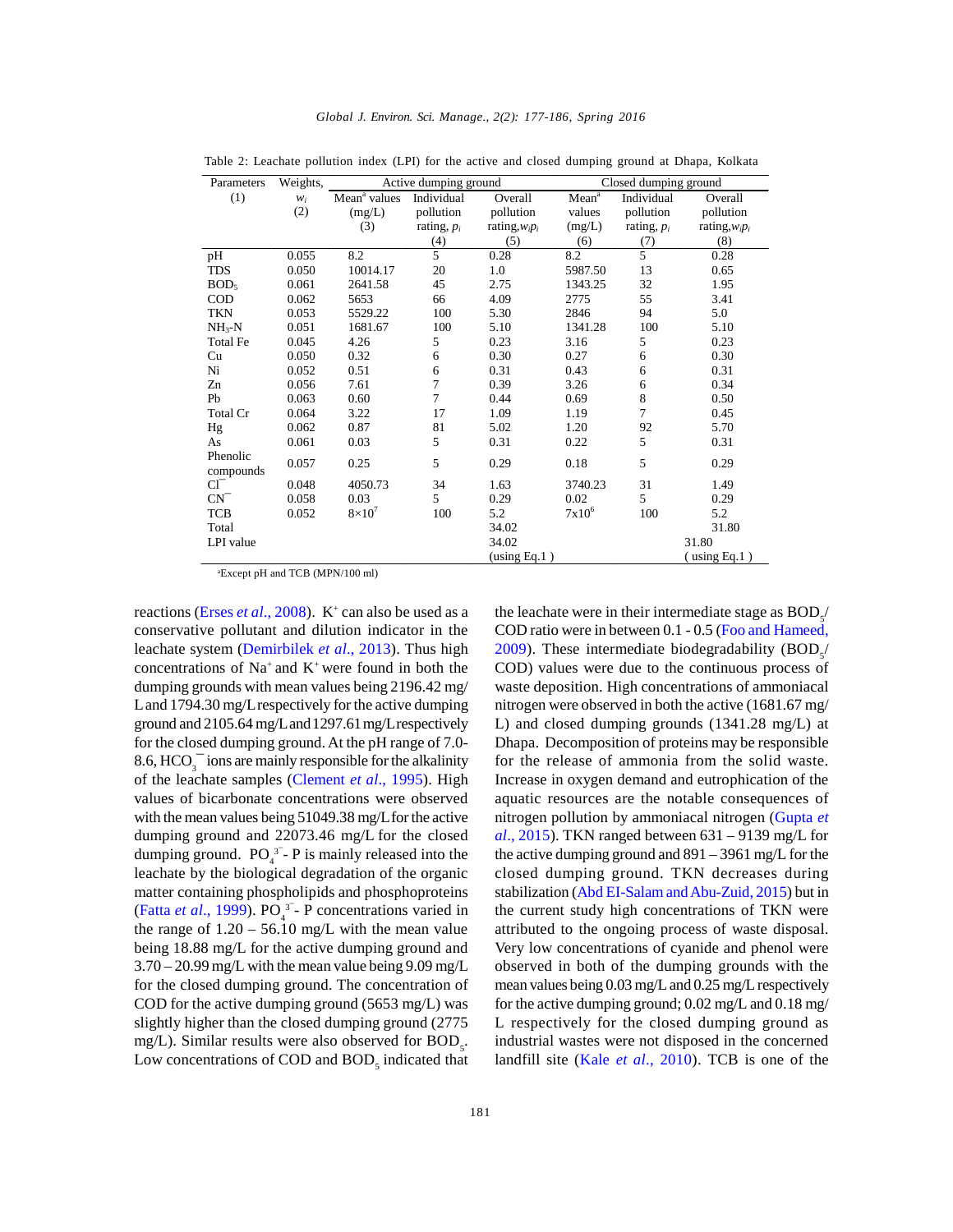Table 2: Leachate pollution index (LPI) for the active and closed dumping ground at Dhapa, Kolkata

| Parameters | Weights, | Active dumping ground | | | Closed dumping ground | | |
|---|---|---|---|---|---|---|---|
| (1) | $w_i$ (2) | Mean[a] values (mg/L) (3) | Individual pollution rating, $p_i$ (4) | Overall pollution rating, $w_ip_i$ (5) | Mean[a] values (mg/L) (6) | Individual pollution rating, $p_i$ (7) | Overall pollution rating, $w_ip_i$ (8) |
| pH | 0.055 | 8.2 | 5 | 0.28 | 8.2 | 5 | 0.28 |
| TDS | 0.050 | 10014.17 | 20 | 1.0 | 5987.50 | 13 | 0.65 |
| $BOD_5$ | 0.061 | 2641.58 | 45 | 2.75 | 1343.25 | 32 | 1.95 |
| COD | 0.062 | 5653 | 66 | 4.09 | 2775 | 55 | 3.41 |
| TKN | 0.053 | 5529.22 | 100 | 5.30 | 2846 | 94 | 5.0 |
| $NH_3$-N | 0.051 | 1681.67 | 100 | 5.10 | 1341.28 | 100 | 5.10 |
| Total Fe | 0.045 | 4.26 | 5 | 0.23 | 3.16 | 5 | 0.23 |
| Cu | 0.050 | 0.32 | 6 | 0.30 | 0.27 | 6 | 0.30 |
| Ni | 0.052 | 0.51 | 6 | 0.31 | 0.43 | 6 | 0.31 |
| Zn | 0.056 | 7.61 | 7 | 0.39 | 3.26 | 6 | 0.34 |
| Pb | 0.063 | 0.60 | 7 | 0.44 | 0.69 | 8 | 0.50 |
| Total Cr | 0.064 | 3.22 | 17 | 1.09 | 1.19 | 7 | 0.45 |
| Hg | 0.062 | 0.87 | 81 | 5.02 | 1.20 | 92 | 5.70 |
| As | 0.061 | 0.03 | 5 | 0.31 | 0.22 | 5 | 0.31 |
| Phenolic compounds | 0.057 | 0.25 | 5 | 0.29 | 0.18 | 5 | 0.29 |
| $Cl^-$ | 0.048 | 4050.73 | 34 | 1.63 | 3740.23 | 31 | 1.49 |
| $CN^-$ | 0.058 | 0.03 | 5 | 0.29 | 0.02 | 5 | 0.29 |
| TCB | 0.052 | $8\times10^7$ | 100 | 5.2 | $7\times10^6$ | 100 | 5.2 |
| Total | | | | 34.02 | | | 31.80 |
| LPI value | | | | 34.02 (using Eq.1 ) | | | 31.80 ( using Eq.1 ) |

[a]Except pH and TCB (MPN/100 ml)

reactions (Erses *et al*., 2008). $K^+$ can also be used as a conservative pollutant and dilution indicator in the leachate system (Demirbilek *et al*., 2013). Thus high concentrations of $Na^+$ and $K^+$ were found in both the dumping grounds with mean values being 2196.42 mg/L and 1794.30 mg/L respectively for the active dumping ground and 2105.64 mg/L and 1297.61 mg/L respectively for the closed dumping ground. At the pH range of 7.0-8.6, $HCO_3^-$ ions are mainly responsible for the alkalinity of the leachate samples (Clement *et al*., 1995). High values of bicarbonate concentrations were observed with the mean values being 51049.38 mg/L for the active dumping ground and 22073.46 mg/L for the closed dumping ground. $PO_4^{3-}$ - P is mainly released into the leachate by the biological degradation of the organic matter containing phospholipids and phosphoproteins (Fatta *et al*., 1999). $PO_4^{3-}$ - P concentrations varied in the range of 1.20 – 56.10 mg/L with the mean value being 18.88 mg/L for the active dumping ground and 3.70 – 20.99 mg/L with the mean value being 9.09 mg/L for the closed dumping ground. The concentration of COD for the active dumping ground (5653 mg/L) was slightly higher than the closed dumping ground (2775 mg/L). Similar results were also observed for $BOD_5$. Low concentrations of COD and $BOD_5$ indicated that the leachate were in their intermediate stage as $BOD_5$/COD ratio were in between 0.1 - 0.5 (Foo and Hameed, 2009). These intermediate biodegradability ($BOD_5$/COD) values were due to the continuous process of waste deposition. High concentrations of ammoniacal nitrogen were observed in both the active (1681.67 mg/L) and closed dumping grounds (1341.28 mg/L) at Dhapa. Decomposition of proteins may be responsible for the release of ammonia from the solid waste. Increase in oxygen demand and eutrophication of the aquatic resources are the notable consequences of nitrogen pollution by ammoniacal nitrogen (Gupta *et al*., 2015). TKN ranged between 631 – 9139 mg/L for the active dumping ground and 891 – 3961 mg/L for the closed dumping ground. TKN decreases during stabilization (Abd EI-Salam and Abu-Zuid, 2015) but in the current study high concentrations of TKN were attributed to the ongoing process of waste disposal. Very low concentrations of cyanide and phenol were observed in both of the dumping grounds with the mean values being 0.03 mg/L and 0.25 mg/L respectively for the active dumping ground; 0.02 mg/L and 0.18 mg/L respectively for the closed dumping ground as industrial wastes were not disposed in the concerned landfill site (Kale *et al*., 2010). TCB is one of the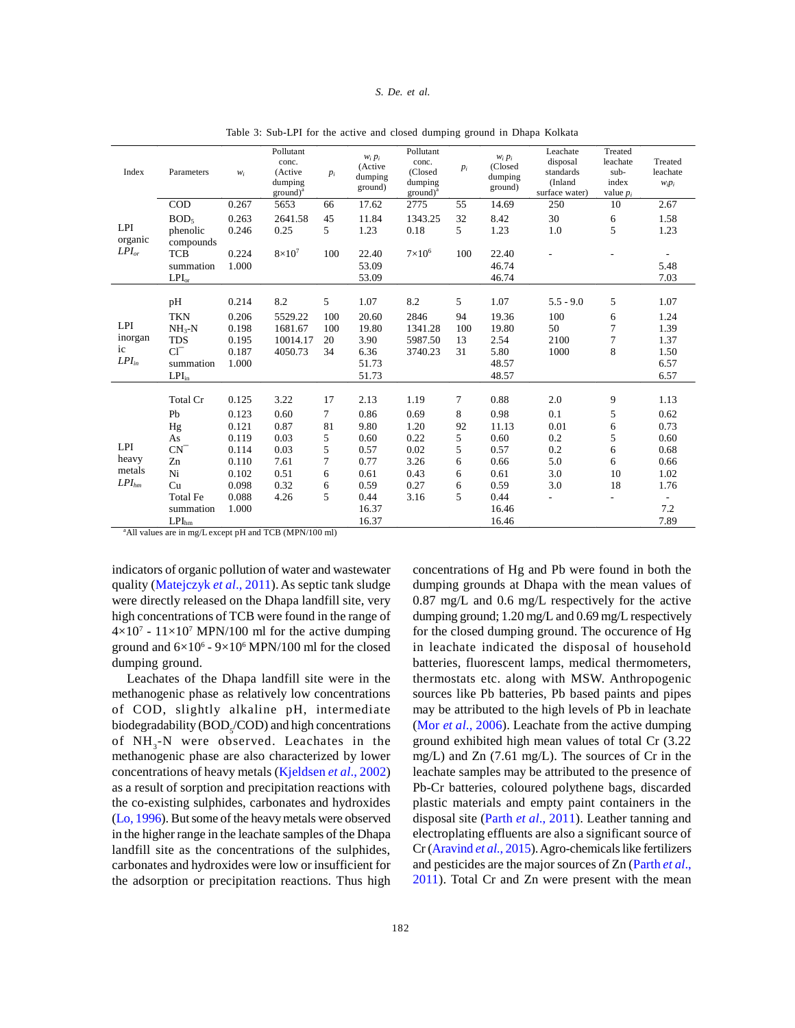Table 3: Sub-LPI for the active and closed dumping ground in Dhapa Kolkata

| Index | Parameters | $w_i$ | Pollutant conc. (Active dumping ground)[a] | $p_i$ | $w_i p_i$ (Active dumping ground) | Pollutant conc. (Closed dumping ground)[a] | $p_i$ | $w_i p_i$ (Closed dumping ground) | Leachate disposal standards (Inland surface water) | Treated leachate sub-index value $p_i$ | Treated leachate $w_i p_i$ |
|---|---|---|---|---|---|---|---|---|---|---|---|
| LPI organic $LPI_{or}$ | COD | 0.267 | 5653 | 66 | 17.62 | 2775 | 55 | 14.69 | 250 | 10 | 2.67 |
| | $BOD_5$ | 0.263 | 2641.58 | 45 | 11.84 | 1343.25 | 32 | 8.42 | 30 | 6 | 1.58 |
| | phenolic compounds | 0.246 | 0.25 | 5 | 1.23 | 0.18 | 5 | 1.23 | 1.0 | 5 | 1.23 |
| | TCB | 0.224 | $8\times10^7$ | 100 | 22.40 | $7\times10^6$ | 100 | 22.40 | - | - | - |
| | summation | 1.000 | | | 53.09 | | | 46.74 | | | 5.48 |
| | $LPI_{or}$ | | | | 53.09 | | | 46.74 | | | 7.03 |
| LPI inorganic $LPI_{in}$ | pH | 0.214 | 8.2 | 5 | 1.07 | 8.2 | 5 | 1.07 | 5.5 - 9.0 | 5 | 1.07 |
| | TKN | 0.206 | 5529.22 | 100 | 20.60 | 2846 | 94 | 19.36 | 100 | 6 | 1.24 |
| | $NH_3$-N | 0.198 | 1681.67 | 100 | 19.80 | 1341.28 | 100 | 19.80 | 50 | 7 | 1.39 |
| | TDS | 0.195 | 10014.17 | 20 | 3.90 | 5987.50 | 13 | 2.54 | 2100 | 7 | 1.37 |
| | $Cl^-$ | 0.187 | 4050.73 | 34 | 6.36 | 3740.23 | 31 | 5.80 | 1000 | 8 | 1.50 |
| | summation | 1.000 | | | 51.73 | | | 48.57 | | | 6.57 |
| | $LPI_{in}$ | | | | 51.73 | | | 48.57 | | | 6.57 |
| LPI heavy metals $LPI_{hm}$ | Total Cr | 0.125 | 3.22 | 17 | 2.13 | 1.19 | 7 | 0.88 | 2.0 | 9 | 1.13 |
| | Pb | 0.123 | 0.60 | 7 | 0.86 | 0.69 | 8 | 0.98 | 0.1 | 5 | 0.62 |
| | Hg | 0.121 | 0.87 | 81 | 9.80 | 1.20 | 92 | 11.13 | 0.01 | 6 | 0.73 |
| | As | 0.119 | 0.03 | 5 | 0.60 | 0.22 | 5 | 0.60 | 0.2 | 5 | 0.60 |
| | $CN^-$ | 0.114 | 0.03 | 5 | 0.57 | 0.02 | 5 | 0.57 | 0.2 | 6 | 0.68 |
| | Zn | 0.110 | 7.61 | 7 | 0.77 | 3.26 | 6 | 0.66 | 5.0 | 6 | 0.66 |
| | Ni | 0.102 | 0.51 | 6 | 0.61 | 0.43 | 6 | 0.61 | 3.0 | 10 | 1.02 |
| | Cu | 0.098 | 0.32 | 6 | 0.59 | 0.27 | 6 | 0.59 | 3.0 | 18 | 1.76 |
| | Total Fe | 0.088 | 4.26 | 5 | 0.44 | 3.16 | 5 | 0.44 | - | - | - |
| | summation | 1.000 | | | 16.37 | | | 16.46 | | | 7.2 |
| | $LPI_{hm}$ | | | | 16.37 | | | 16.46 | | | 7.89 |

[a]All values are in mg/L except pH and TCB (MPN/100 ml)

indicators of organic pollution of water and wastewater quality (Matejczyk *et al*., 2011). As septic tank sludge were directly released on the Dhapa landfill site, very high concentrations of TCB were found in the range of $4\times10^7$ - $11\times10^7$ MPN/100 ml for the active dumping ground and $6\times10^6$ - $9\times10^6$ MPN/100 ml for the closed dumping ground.

Leachates of the Dhapa landfill site were in the methanogenic phase as relatively low concentrations of COD, slightly alkaline pH, intermediate biodegradability ($BOD_5$/COD) and high concentrations of $NH_3$-N were observed. Leachates in the methanogenic phase are also characterized by lower concentrations of heavy metals (Kjeldsen *et al*., 2002) as a result of sorption and precipitation reactions with the co-existing sulphides, carbonates and hydroxides (Lo, 1996). But some of the heavy metals were observed in the higher range in the leachate samples of the Dhapa landfill site as the concentrations of the sulphides, carbonates and hydroxides were low or insufficient for the adsorption or precipitation reactions. Thus high concentrations of Hg and Pb were found in both the dumping grounds at Dhapa with the mean values of 0.87 mg/L and 0.6 mg/L respectively for the active dumping ground; 1.20 mg/L and 0.69 mg/L respectively for the closed dumping ground. The occurence of Hg in leachate indicated the disposal of household batteries, fluorescent lamps, medical thermometers, thermostats etc. along with MSW. Anthropogenic sources like Pb batteries, Pb based paints and pipes may be attributed to the high levels of Pb in leachate (Mor *et al*., 2006). Leachate from the active dumping ground exhibited high mean values of total Cr (3.22 mg/L) and Zn (7.61 mg/L). The sources of Cr in the leachate samples may be attributed to the presence of Pb-Cr batteries, coloured polythene bags, discarded plastic materials and empty paint containers in the disposal site (Parth *et al*., 2011). Leather tanning and electroplating effluents are also a significant source of Cr (Aravind *et al*., 2015). Agro-chemicals like fertilizers and pesticides are the major sources of Zn (Parth *et al*., 2011). Total Cr and Zn were present with the mean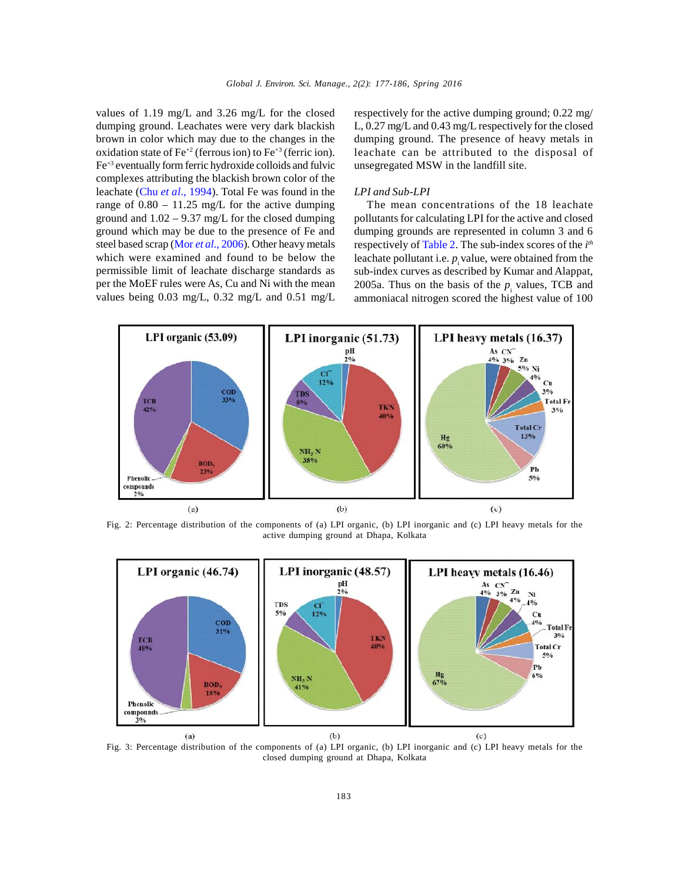values of 1.19 mg/L and 3.26 mg/L for the closed dumping ground. Leachates were very dark blackish brown in color which may due to the changes in the oxidation state of $Fe^{+2}$ (ferrous ion) to $Fe^{+3}$ (ferric ion). $Fe^{+3}$ eventually form ferric hydroxide colloids and fulvic complexes attributing the blackish brown color of the leachate (Chu *et al*., 1994). Total Fe was found in the range of 0.80 – 11.25 mg/L for the active dumping ground and 1.02 – 9.37 mg/L for the closed dumping ground which may be due to the presence of Fe and steel based scrap (Mor *et al*., 2006). Other heavy metals which were examined and found to be below the permissible limit of leachate discharge standards as per the MoEF rules were As, Cu and Ni with the mean values being 0.03 mg/L, 0.32 mg/L and 0.51 mg/L respectively for the active dumping ground; 0.22 mg/L, 0.27 mg/L and 0.43 mg/L respectively for the closed dumping ground. The presence of heavy metals in leachate can be attributed to the disposal of unsegregated MSW in the landfill site.

### *LPI and Sub-LPI*

The mean concentrations of the 18 leachate pollutants for calculating LPI for the active and closed dumping grounds are represented in column 3 and 6 respectively of Table 2. The sub-index scores of the $i^{th}$ leachate pollutant i.e. $p_i$ value, were obtained from the sub-index curves as described by Kumar and Alappat, 2005a. Thus on the basis of the $p_i$ values, TCB and ammoniacal nitrogen scored the highest value of 100

Fig. 2: Percentage distribution of the components of (a) LPI organic, (b) LPI inorganic and (c) LPI heavy metals for the active dumping ground at Dhapa, Kolkata

Fig. 3: Percentage distribution of the components of (a) LPI organic, (b) LPI inorganic and (c) LPI heavy metals for the closed dumping ground at Dhapa, Kolkata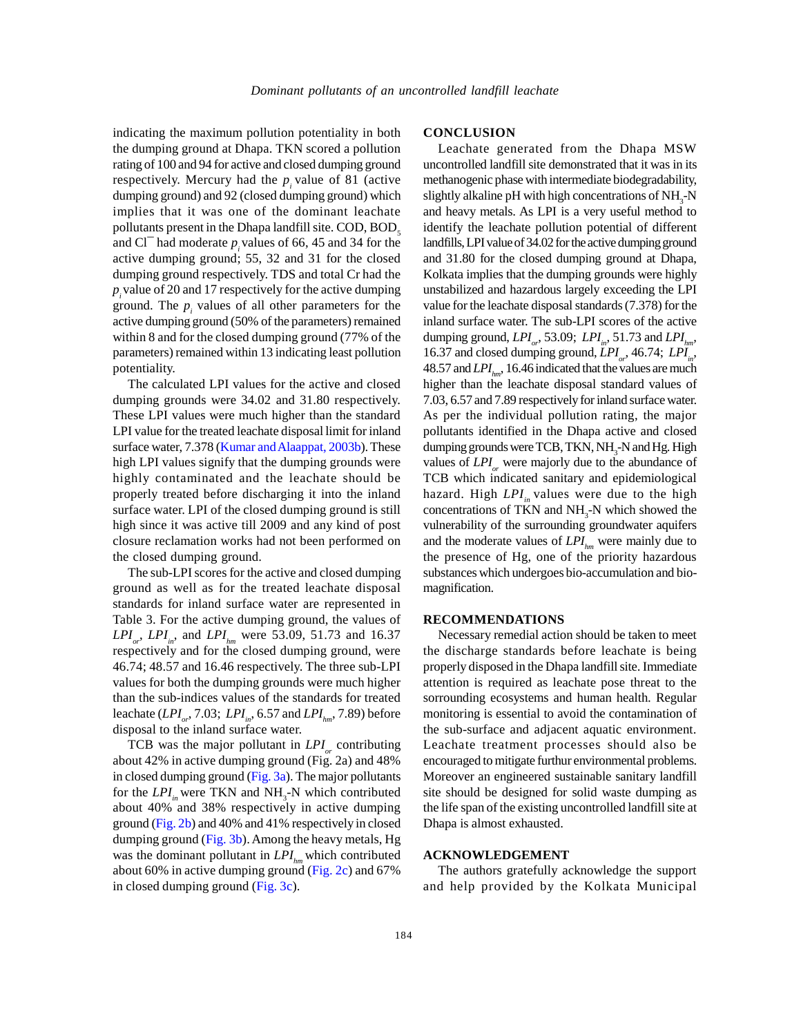indicating the maximum pollution potentiality in both the dumping ground at Dhapa. TKN scored a pollution rating of 100 and 94 for active and closed dumping ground respectively. Mercury had the $p_i$ value of 81 (active dumping ground) and 92 (closed dumping ground) which implies that it was one of the dominant leachate pollutants present in the Dhapa landfill site. COD, $BOD_5$ and $Cl^-$ had moderate $p_i$ values of 66, 45 and 34 for the active dumping ground; 55, 32 and 31 for the closed dumping ground respectively. TDS and total Cr had the $p_i$ value of 20 and 17 respectively for the active dumping ground. The $p_i$ values of all other parameters for the active dumping ground (50% of the parameters) remained within 8 and for the closed dumping ground (77% of the parameters) remained within 13 indicating least pollution potentiality.

The calculated LPI values for the active and closed dumping grounds were 34.02 and 31.80 respectively. These LPI values were much higher than the standard LPI value for the treated leachate disposal limit for inland surface water, 7.378 (Kumar and Alaappat, 2003b). These high LPI values signify that the dumping grounds were highly contaminated and the leachate should be properly treated before discharging it into the inland surface water. LPI of the closed dumping ground is still high since it was active till 2009 and any kind of post closure reclamation works had not been performed on the closed dumping ground.

The sub-LPI scores for the active and closed dumping ground as well as for the treated leachate disposal standards for inland surface water are represented in Table 3. For the active dumping ground, the values of $LPI_{or}$, $LPI_{in}$, and $LPI_{hm}$ were 53.09, 51.73 and 16.37 respectively and for the closed dumping ground, were 46.74; 48.57 and 16.46 respectively. The three sub-LPI values for both the dumping grounds were much higher than the sub-indices values of the standards for treated leachate ($LPI_{or}$, 7.03; $LPI_{in}$, 6.57 and $LPI_{hm}$, 7.89) before disposal to the inland surface water.

TCB was the major pollutant in $LPI_{or}$ contributing about 42% in active dumping ground (Fig. 2a) and 48% in closed dumping ground (Fig. 3a). The major pollutants for the $LPI_{in}$ were TKN and $NH_3$-N which contributed about 40% and 38% respectively in active dumping ground (Fig. 2b) and 40% and 41% respectively in closed dumping ground (Fig. 3b). Among the heavy metals, Hg was the dominant pollutant in $LPI_{hm}$ which contributed about 60% in active dumping ground (Fig. 2c) and 67% in closed dumping ground (Fig. 3c).

## CONCLUSION

Leachate generated from the Dhapa MSW uncontrolled landfill site demonstrated that it was in its methanogenic phase with intermediate biodegradability, slightly alkaline pH with high concentrations of $NH_3$-N and heavy metals. As LPI is a very useful method to identify the leachate pollution potential of different landfills, LPI value of 34.02 for the active dumping ground and 31.80 for the closed dumping ground at Dhapa, Kolkata implies that the dumping grounds were highly unstabilized and hazardous largely exceeding the LPI value for the leachate disposal standards (7.378) for the inland surface water. The sub-LPI scores of the active dumping ground, $LPI_{or}$, 53.09; $LPI_{in}$, 51.73 and $LPI_{hm}$, 16.37 and closed dumping ground, $LPI_{or}$, 46.74; $LPI_{in}$, 48.57 and $LPI_{hm}$, 16.46 indicated that the values are much higher than the leachate disposal standard values of 7.03, 6.57 and 7.89 respectively for inland surface water. As per the individual pollution rating, the major pollutants identified in the Dhapa active and closed dumping grounds were TCB, TKN, $NH_3$-N and Hg. High values of $LPI_{or}$ were majorly due to the abundance of TCB which indicated sanitary and epidemiological hazard. High $LPI_{in}$ values were due to the high concentrations of TKN and $NH_3$-N which showed the vulnerability of the surrounding groundwater aquifers and the moderate values of $LPI_{hm}$ were mainly due to the presence of Hg, one of the priority hazardous substances which undergoes bio-accumulation and bio-magnification.

## RECOMMENDATIONS

Necessary remedial action should be taken to meet the discharge standards before leachate is being properly disposed in the Dhapa landfill site. Immediate attention is required as leachate pose threat to the sorrounding ecosystems and human health. Regular monitoring is essential to avoid the contamination of the sub-surface and adjacent aquatic environment. Leachate treatment processes should also be encouraged to mitigate furthur environmental problems. Moreover an engineered sustainable sanitary landfill site should be designed for solid waste dumping as the life span of the existing uncontrolled landfill site at Dhapa is almost exhausted.

## ACKNOWLEDGEMENT

The authors gratefully acknowledge the support and help provided by the Kolkata Municipal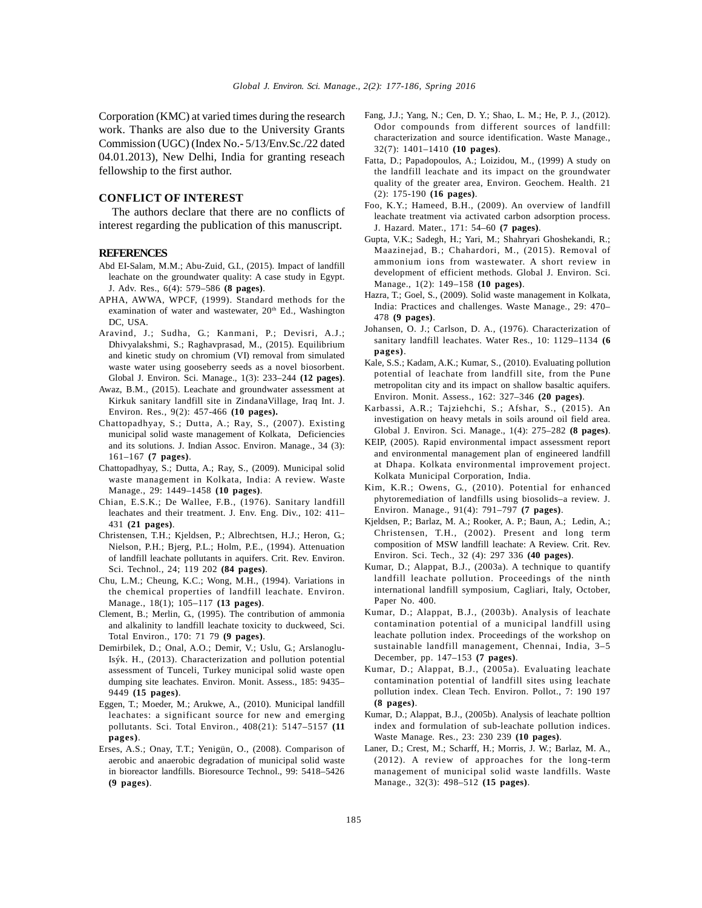Corporation (KMC) at varied times during the research work. Thanks are also due to the University Grants Commission (UGC) (Index No.- 5/13/Env.Sc./22 dated 04.01.2013), New Delhi, India for granting reseach fellowship to the first author.

## CONFLICT OF INTEREST

The authors declare that there are no conflicts of interest regarding the publication of this manuscript.

## REFERENCES

Abd EI-Salam, M.M.; Abu-Zuid, G.I., (2015). Impact of landfill leachate on the groundwater quality: A case study in Egypt. J. Adv. Res., 6(4): 579–586 **(8 pages)**.

APHA, AWWA, WPCF, (1999). Standard methods for the examination of water and wastewater, 20th Ed., Washington DC, USA.

Aravind, J.; Sudha, G.; Kanmani, P.; Devisri, A.J.; Dhivyalakshmi, S.; Raghavprasad, M., (2015). Equilibrium and kinetic study on chromium (VI) removal from simulated waste water using gooseberry seeds as a novel biosorbent. Global J. Environ. Sci. Manage., 1(3): 233–244 **(12 pages)**.

Awaz, B.M., (2015). Leachate and groundwater assessment at Kirkuk sanitary landfill site in ZindanaVillage, Iraq Int. J. Environ. Res., 9(2): 457-466 **(10 pages).**

Chattopadhyay, S.; Dutta, A.; Ray, S., (2007). Existing municipal solid waste management of Kolkata, Deficiencies and its solutions. J. Indian Assoc. Environ. Manage., 34 (3): 161–167 **(7 pages)**.

Chattopadhyay, S.; Dutta, A.; Ray, S., (2009). Municipal solid waste management in Kolkata, India: A review. Waste Manage., 29: 1449–1458 **(10 pages)**.

Chian, E.S.K.; De Wallee, F.B., (1976). Sanitary landfill leachates and their treatment. J. Env. Eng. Div., 102: 411–431 **(21 pages)**.

Christensen, T.H.; Kjeldsen, P.; Albrechtsen, H.J.; Heron, G.; Nielson, P.H.; Bjerg, P.L.; Holm, P.E., (1994). Attenuation of landfill leachate pollutants in aquifers. Crit. Rev. Environ. Sci. Technol., 24; 119 202 **(84 pages)**.

Chu, L.M.; Cheung, K.C.; Wong, M.H., (1994). Variations in the chemical properties of landfill leachate. Environ. Manage., 18(1); 105–117 **(13 pages)**.

Clement, B.; Merlin, G., (1995). The contribution of ammonia and alkalinity to landfill leachate toxicity to duckweed, Sci. Total Environ., 170: 71 79 **(9 pages)**.

Demirbilek, D.; Onal, A.O.; Demir, V.; Uslu, G.; Arslanoglu-Isýk. H., (2013). Characterization and pollution potential assessment of Tunceli, Turkey municipal solid waste open dumping site leachates. Environ. Monit. Assess., 185: 9435–9449 **(15 pages)**.

Eggen, T.; Moeder, M.; Arukwe, A., (2010). Municipal landfill leachates: a significant source for new and emerging pollutants. Sci. Total Environ., 408(21): 5147–5157 **(11 pages)**.

Erses, A.S.; Onay, T.T.; Yenigün, O., (2008). Comparison of aerobic and anaerobic degradation of municipal solid waste in bioreactor landfills. Bioresource Technol., 99: 5418–5426 **(9 pages)**.

Fang, J.J.; Yang, N.; Cen, D. Y.; Shao, L. M.; He, P. J., (2012). Odor compounds from different sources of landfill: characterization and source identification. Waste Manage., 32(7): 1401–1410 **(10 pages)**.

Fatta, D.; Papadopoulos, A.; Loizidou, M., (1999) A study on the landfill leachate and its impact on the groundwater quality of the greater area, Environ. Geochem. Health. 21 (2): 175-190 **(16 pages)**.

Foo, K.Y.; Hameed, B.H., (2009). An overview of landfill leachate treatment via activated carbon adsorption process. J. Hazard. Mater., 171: 54–60 **(7 pages)**.

Gupta, V.K.; Sadegh, H.; Yari, M.; Shahryari Ghoshekandi, R.; Maazinejad, B.; Chahardori, M., (2015). Removal of ammonium ions from wastewater. A short review in development of efficient methods. Global J. Environ. Sci. Manage., 1(2): 149–158 **(10 pages)**.

Hazra, T.; Goel, S., (2009). Solid waste management in Kolkata, India: Practices and challenges. Waste Manage., 29: 470–478 **(9 pages)**.

Johansen, O. J.; Carlson, D. A., (1976). Characterization of sanitary landfill leachates. Water Res., 10: 1129–1134 **(6 pages)**.

Kale, S.S.; Kadam, A.K.; Kumar, S., (2010). Evaluating pollution potential of leachate from landfill site, from the Pune metropolitan city and its impact on shallow basaltic aquifers. Environ. Monit. Assess., 162: 327–346 **(20 pages)**.

Karbassi, A.R.; Tajziehchi, S.; Afshar, S., (2015). An investigation on heavy metals in soils around oil field area. Global J. Environ. Sci. Manage., 1(4): 275–282 **(8 pages)**.

KEIP, (2005). Rapid environmental impact assessment report and environmental management plan of engineered landfill at Dhapa. Kolkata environmental improvement project. Kolkata Municipal Corporation, India.

Kim, K.R.; Owens, G., (2010). Potential for enhanced phytoremediation of landfills using biosolids–a review. J. Environ. Manage., 91(4): 791–797 **(7 pages)**.

Kjeldsen, P.; Barlaz, M. A.; Rooker, A. P.; Baun, A.; Ledin, A.; Christensen, T.H., (2002). Present and long term composition of MSW landfill leachate: A Review. Crit. Rev. Environ. Sci. Tech., 32 (4): 297 336 **(40 pages)**.

Kumar, D.; Alappat, B.J., (2003a). A technique to quantify landfill leachate pollution. Proceedings of the ninth international landfill symposium, Cagliari, Italy, October, Paper No. 400.

Kumar, D.; Alappat, B.J., (2003b). Analysis of leachate contamination potential of a municipal landfill using leachate pollution index. Proceedings of the workshop on sustainable landfill management, Chennai, India, 3–5 December, pp. 147–153 **(7 pages)**.

Kumar, D.; Alappat, B.J., (2005a). Evaluating leachate contamination potential of landfill sites using leachate pollution index. Clean Tech. Environ. Pollot., 7: 190 197 **(8 pages)**.

Kumar, D.; Alappat, B.J., (2005b). Analysis of leachate polltion index and formulation of sub-leachate pollution indices. Waste Manage. Res., 23: 230 239 **(10 pages)**.

Laner, D.; Crest, M.; Scharff, H.; Morris, J. W.; Barlaz, M. A., (2012). A review of approaches for the long-term management of municipal solid waste landfills. Waste Manage., 32(3): 498–512 **(15 pages)**.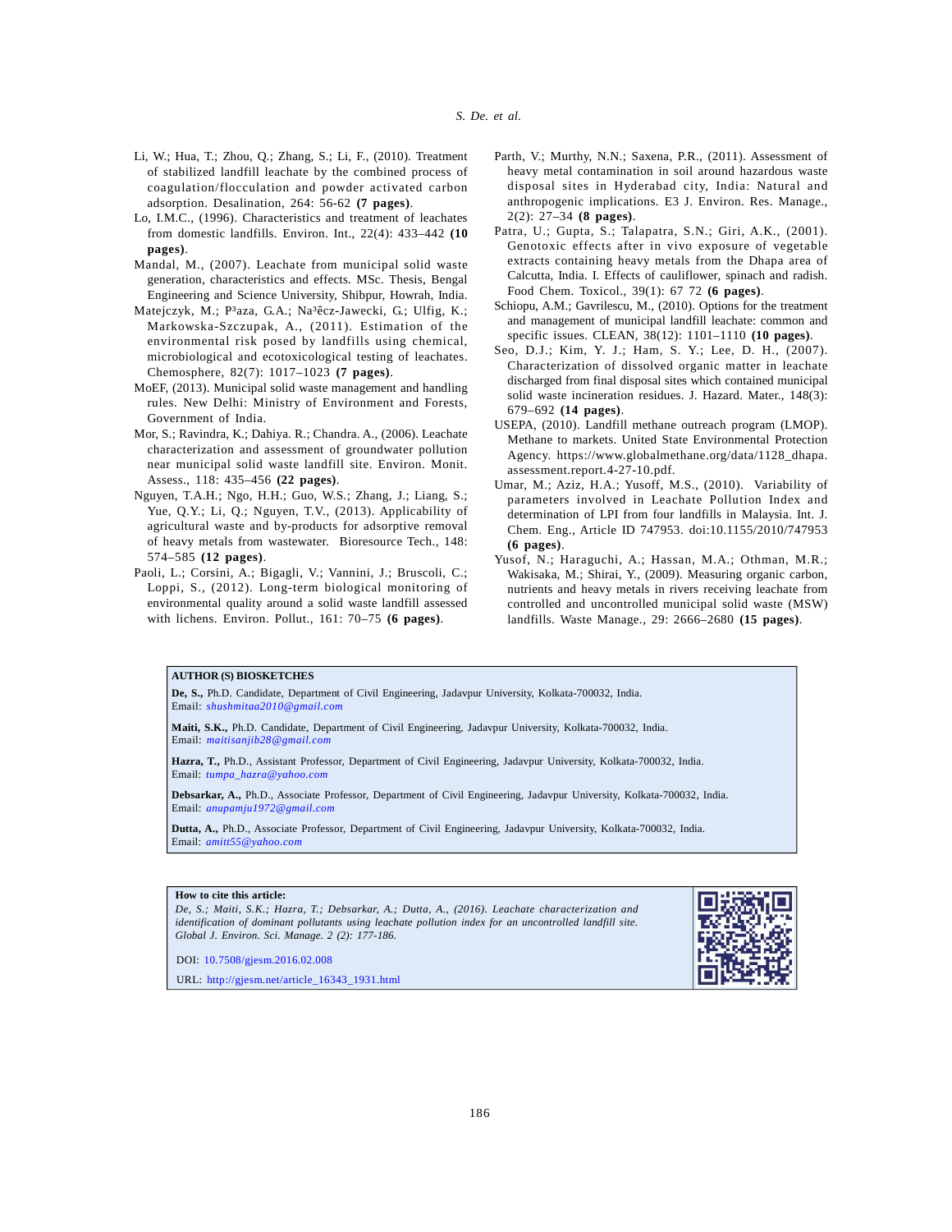Li, W.; Hua, T.; Zhou, Q.; Zhang, S.; Li, F., (2010). Treatment of stabilized landfill leachate by the combined process of coagulation/flocculation and powder activated carbon adsorption. Desalination, 264: 56-62 **(7 pages)**.

Lo, I.M.C., (1996). Characteristics and treatment of leachates from domestic landfills. Environ. Int., 22(4): 433–442 **(10 pages)**.

Mandal, M., (2007). Leachate from municipal solid waste generation, characteristics and effects. MSc. Thesis, Bengal Engineering and Science University, Shibpur, Howrah, India.

Matejczyk, M.; P³aza, G.A.; Na³êcz-Jawecki, G.; Ulfig, K.; Markowska-Szczupak, A., (2011). Estimation of the environmental risk posed by landfills using chemical, microbiological and ecotoxicological testing of leachates. Chemosphere, 82(7): 1017–1023 **(7 pages)**.

MoEF, (2013). Municipal solid waste management and handling rules. New Delhi: Ministry of Environment and Forests, Government of India.

Mor, S.; Ravindra, K.; Dahiya. R.; Chandra. A., (2006). Leachate characterization and assessment of groundwater pollution near municipal solid waste landfill site. Environ. Monit. Assess., 118: 435–456 **(22 pages)**.

Nguyen, T.A.H.; Ngo, H.H.; Guo, W.S.; Zhang, J.; Liang, S.; Yue, Q.Y.; Li, Q.; Nguyen, T.V., (2013). Applicability of agricultural waste and by-products for adsorptive removal of heavy metals from wastewater. Bioresource Tech., 148: 574–585 **(12 pages)**.

Paoli, L.; Corsini, A.; Bigagli, V.; Vannini, J.; Bruscoli, C.; Loppi, S., (2012). Long-term biological monitoring of environmental quality around a solid waste landfill assessed with lichens. Environ. Pollut., 161: 70–75 **(6 pages)**.

Parth, V.; Murthy, N.N.; Saxena, P.R., (2011). Assessment of heavy metal contamination in soil around hazardous waste disposal sites in Hyderabad city, India: Natural and anthropogenic implications. E3 J. Environ. Res. Manage., 2(2): 27–34 **(8 pages)**.

Patra, U.; Gupta, S.; Talapatra, S.N.; Giri, A.K., (2001). Genotoxic effects after in vivo exposure of vegetable extracts containing heavy metals from the Dhapa area of Calcutta, India. I. Effects of cauliflower, spinach and radish. Food Chem. Toxicol., 39(1): 67 72 **(6 pages)**.

Schiopu, A.M.; Gavrilescu, M., (2010). Options for the treatment and management of municipal landfill leachate: common and specific issues. CLEAN, 38(12): 1101–1110 **(10 pages)**.

Seo, D.J.; Kim, Y. J.; Ham, S. Y.; Lee, D. H., (2007). Characterization of dissolved organic matter in leachate discharged from final disposal sites which contained municipal solid waste incineration residues. J. Hazard. Mater., 148(3): 679–692 **(14 pages)**.

USEPA, (2010). Landfill methane outreach program (LMOP). Methane to markets. United State Environmental Protection Agency. https://www.globalmethane.org/data/1128_dhapa.assessment.report.4-27-10.pdf.

Umar, M.; Aziz, H.A.; Yusoff, M.S., (2010). Variability of parameters involved in Leachate Pollution Index and determination of LPI from four landfills in Malaysia. Int. J. Chem. Eng., Article ID 747953. doi:10.1155/2010/747953 **(6 pages)**.

Yusof, N.; Haraguchi, A.; Hassan, M.A.; Othman, M.R.; Wakisaka, M.; Shirai, Y., (2009). Measuring organic carbon, nutrients and heavy metals in rivers receiving leachate from controlled and uncontrolled municipal solid waste (MSW) landfills. Waste Manage., 29: 2666–2680 **(15 pages)**.

**AUTHOR (S) BIOSKETCHES**

**De, S.,** Ph.D. Candidate, Department of Civil Engineering, Jadavpur University, Kolkata-700032, India.
Email: *shushmitaa2010@gmail.com*

**Maiti, S.K.,** Ph.D. Candidate, Department of Civil Engineering, Jadavpur University, Kolkata-700032, India.
Email: *maitisanjib28@gmail.com*

**Hazra, T.,** Ph.D., Assistant Professor, Department of Civil Engineering, Jadavpur University, Kolkata-700032, India.
Email: *tumpa_hazra@yahoo.com*

**Debsarkar, A.,** Ph.D., Associate Professor, Department of Civil Engineering, Jadavpur University, Kolkata-700032, India.
Email: *anupamju1972@gmail.com*

**Dutta, A.,** Ph.D., Associate Professor, Department of Civil Engineering, Jadavpur University, Kolkata-700032, India.
Email: *amitt55@yahoo.com*

**How to cite this article:**
*De, S.; Maiti, S.K.; Hazra, T.; Debsarkar, A.; Dutta, A., (2016). Leachate characterization and identification of dominant pollutants using leachate pollution index for an uncontrolled landfill site. Global J. Environ. Sci. Manage. 2 (2): 177-186.*

DOI: 10.7508/gjesm.2016.02.008

URL: http://gjesm.net/article_16343_1931.html